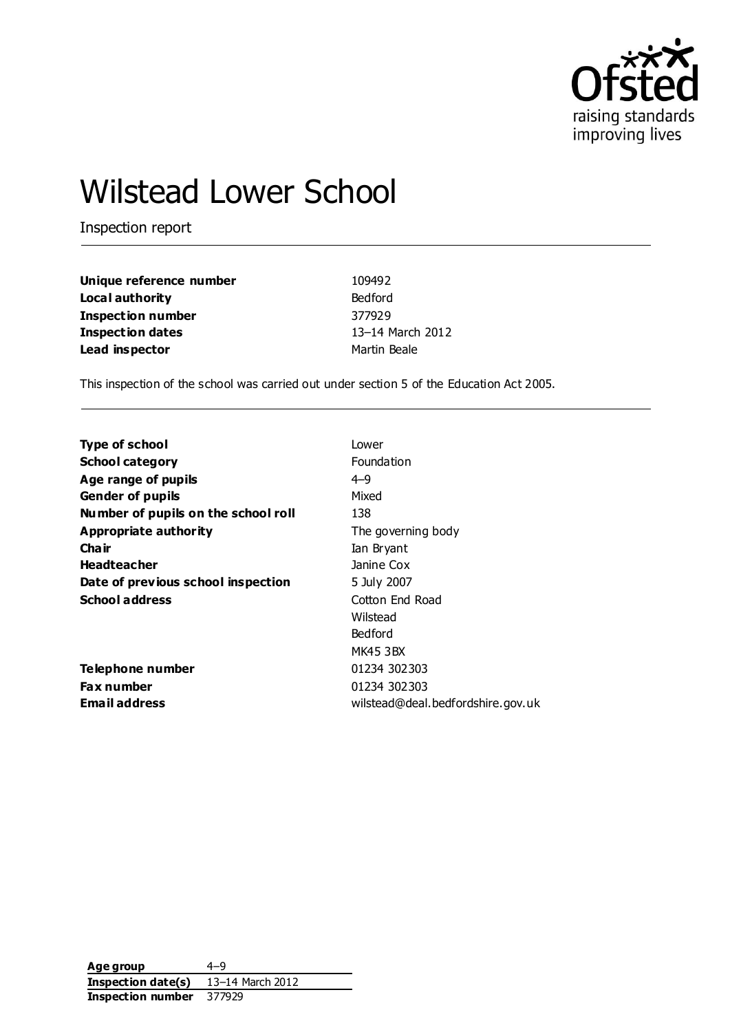# Wilstead Lower School

Inspection report

| | |
|---|---|
| **Unique reference number** | 109492 |
| **Local authority** | Bedford |
| **Inspection number** | 377929 |
| **Inspection dates** | 13–14 March 2012 |
| **Lead inspector** | Martin Beale |

This inspection of the school was carried out under section 5 of the Education Act 2005.

| | |
|---|---|
| **Type of school** | Lower |
| **School category** | Foundation |
| **Age range of pupils** | 4–9 |
| **Gender of pupils** | Mixed |
| **Number of pupils on the school roll** | 138 |
| **Appropriate authority** | The governing body |
| **Chair** | Ian Bryant |
| **Headteacher** | Janine Cox |
| **Date of previous school inspection** | 5 July 2007 |
| **School address** | Cotton End Road<br>Wilstead<br>Bedford<br>MK45 3BX |
| **Telephone number** | 01234 302303 |
| **Fax number** | 01234 302303 |
| **Email address** | wilstead@deal.bedfordshire.gov.uk |

| | |
|---|---|
| **Age group** | 4–9 |
| **Inspection date(s)** | 13–14 March 2012 |
| **Inspection number** | 377929 |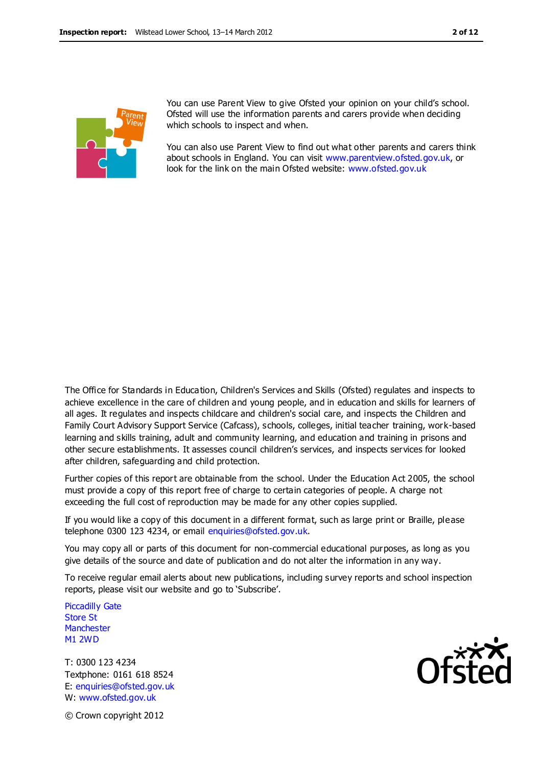You can use Parent View to give Ofsted your opinion on your child's school. Ofsted will use the information parents and carers provide when deciding which schools to inspect and when.

You can also use Parent View to find out what other parents and carers think about schools in England. You can visit www.parentview.ofsted.gov.uk, or look for the link on the main Ofsted website: www.ofsted.gov.uk

The Office for Standards in Education, Children's Services and Skills (Ofsted) regulates and inspects to achieve excellence in the care of children and young people, and in education and skills for learners of all ages. It regulates and inspects childcare and children's social care, and inspects the Children and Family Court Advisory Support Service (Cafcass), schools, colleges, initial teacher training, work-based learning and skills training, adult and community learning, and education and training in prisons and other secure establishments. It assesses council children's services, and inspects services for looked after children, safeguarding and child protection.

Further copies of this report are obtainable from the school. Under the Education Act 2005, the school must provide a copy of this report free of charge to certain categories of people. A charge not exceeding the full cost of reproduction may be made for any other copies supplied.

If you would like a copy of this document in a different format, such as large print or Braille, please telephone 0300 123 4234, or email enquiries@ofsted.gov.uk.

You may copy all or parts of this document for non-commercial educational purposes, as long as you give details of the source and date of publication and do not alter the information in any way.

To receive regular email alerts about new publications, including survey reports and school inspection reports, please visit our website and go to 'Subscribe'.

Piccadilly Gate
Store St
Manchester
M1 2WD

T: 0300 123 4234
Textphone: 0161 618 8524
E: enquiries@ofsted.gov.uk
W: www.ofsted.gov.uk

© Crown copyright 2012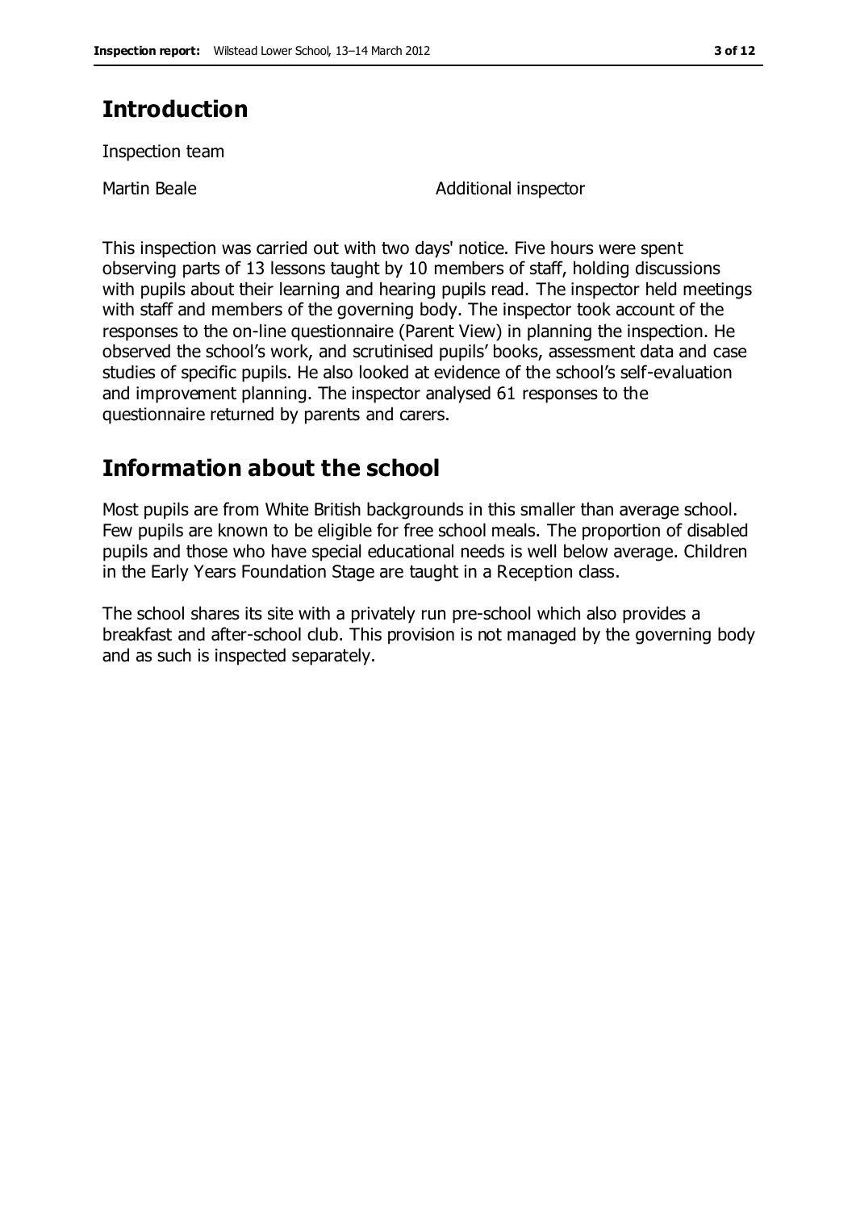## Introduction

Inspection team

| | |
|---|---|
| Martin Beale | Additional inspector |

This inspection was carried out with two days' notice. Five hours were spent observing parts of 13 lessons taught by 10 members of staff, holding discussions with pupils about their learning and hearing pupils read. The inspector held meetings with staff and members of the governing body. The inspector took account of the responses to the on-line questionnaire (Parent View) in planning the inspection. He observed the school's work, and scrutinised pupils' books, assessment data and case studies of specific pupils. He also looked at evidence of the school's self-evaluation and improvement planning. The inspector analysed 61 responses to the questionnaire returned by parents and carers.

## Information about the school

Most pupils are from White British backgrounds in this smaller than average school. Few pupils are known to be eligible for free school meals. The proportion of disabled pupils and those who have special educational needs is well below average. Children in the Early Years Foundation Stage are taught in a Reception class.

The school shares its site with a privately run pre-school which also provides a breakfast and after-school club. This provision is not managed by the governing body and as such is inspected separately.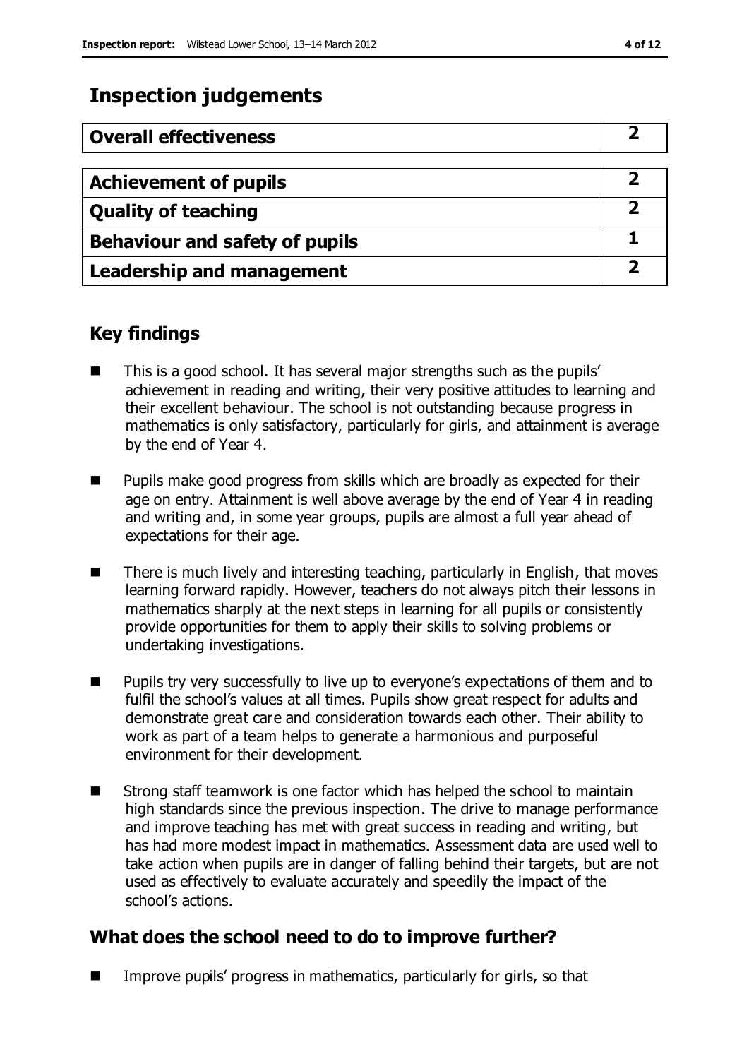# Inspection judgements

| Overall effectiveness | 2 |
|---|---|
| Achievement of pupils | 2 |
| Quality of teaching | 2 |
| Behaviour and safety of pupils | 1 |
| Leadership and management | 2 |

## Key findings

- This is a good school. It has several major strengths such as the pupils' achievement in reading and writing, their very positive attitudes to learning and their excellent behaviour. The school is not outstanding because progress in mathematics is only satisfactory, particularly for girls, and attainment is average by the end of Year 4.
- Pupils make good progress from skills which are broadly as expected for their age on entry. Attainment is well above average by the end of Year 4 in reading and writing and, in some year groups, pupils are almost a full year ahead of expectations for their age.
- There is much lively and interesting teaching, particularly in English, that moves learning forward rapidly. However, teachers do not always pitch their lessons in mathematics sharply at the next steps in learning for all pupils or consistently provide opportunities for them to apply their skills to solving problems or undertaking investigations.
- Pupils try very successfully to live up to everyone's expectations of them and to fulfil the school's values at all times. Pupils show great respect for adults and demonstrate great care and consideration towards each other. Their ability to work as part of a team helps to generate a harmonious and purposeful environment for their development.
- Strong staff teamwork is one factor which has helped the school to maintain high standards since the previous inspection. The drive to manage performance and improve teaching has met with great success in reading and writing, but has had more modest impact in mathematics. Assessment data are used well to take action when pupils are in danger of falling behind their targets, but are not used as effectively to evaluate accurately and speedily the impact of the school's actions.

## What does the school need to do to improve further?

- Improve pupils' progress in mathematics, particularly for girls, so that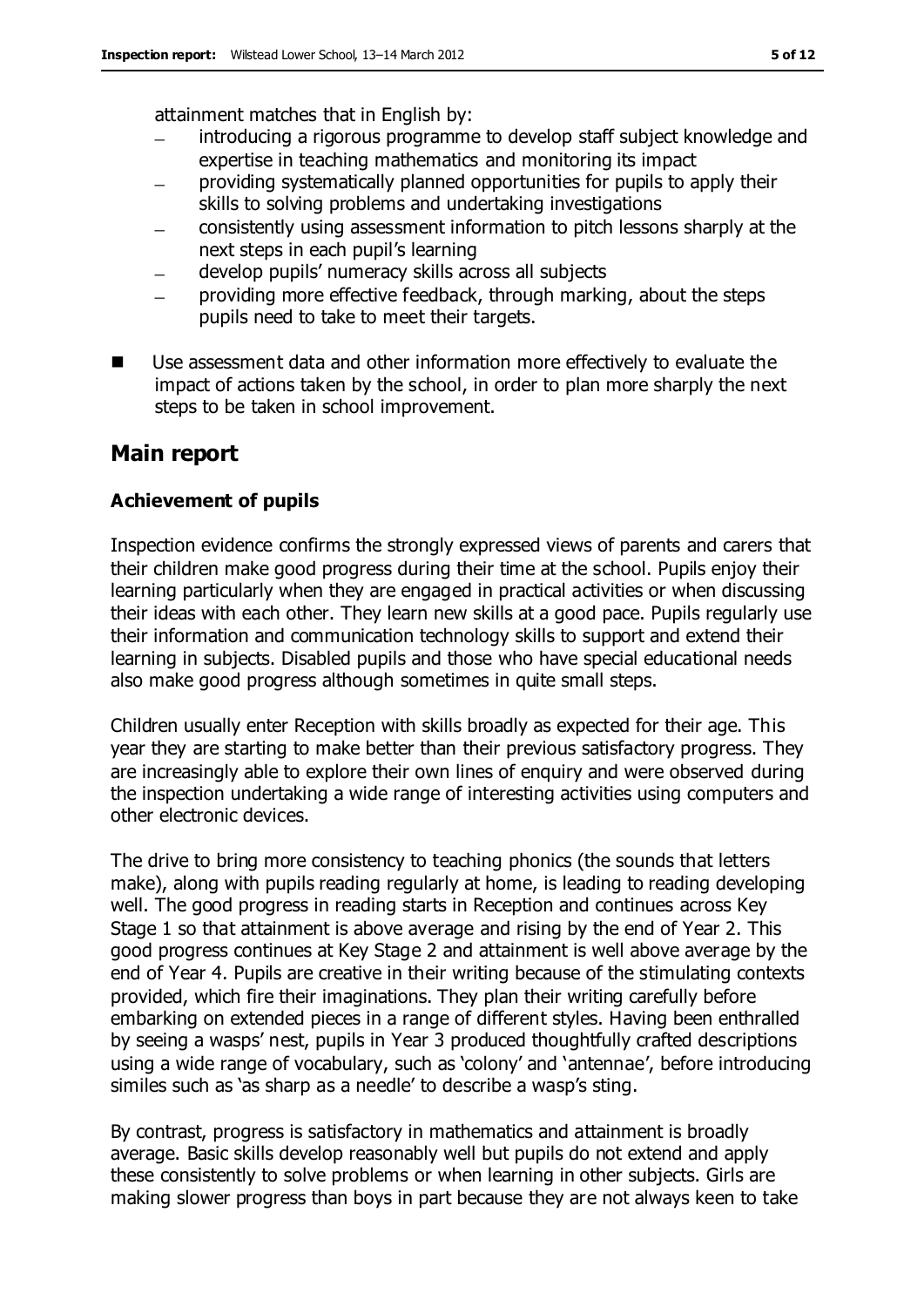attainment matches that in English by:

- introducing a rigorous programme to develop staff subject knowledge and expertise in teaching mathematics and monitoring its impact
- providing systematically planned opportunities for pupils to apply their skills to solving problems and undertaking investigations
- consistently using assessment information to pitch lessons sharply at the next steps in each pupil's learning
- develop pupils' numeracy skills across all subjects
- providing more effective feedback, through marking, about the steps pupils need to take to meet their targets.

- Use assessment data and other information more effectively to evaluate the impact of actions taken by the school, in order to plan more sharply the next steps to be taken in school improvement.

## Main report

### Achievement of pupils

Inspection evidence confirms the strongly expressed views of parents and carers that their children make good progress during their time at the school. Pupils enjoy their learning particularly when they are engaged in practical activities or when discussing their ideas with each other. They learn new skills at a good pace. Pupils regularly use their information and communication technology skills to support and extend their learning in subjects. Disabled pupils and those who have special educational needs also make good progress although sometimes in quite small steps.

Children usually enter Reception with skills broadly as expected for their age. This year they are starting to make better than their previous satisfactory progress. They are increasingly able to explore their own lines of enquiry and were observed during the inspection undertaking a wide range of interesting activities using computers and other electronic devices.

The drive to bring more consistency to teaching phonics (the sounds that letters make), along with pupils reading regularly at home, is leading to reading developing well. The good progress in reading starts in Reception and continues across Key Stage 1 so that attainment is above average and rising by the end of Year 2. This good progress continues at Key Stage 2 and attainment is well above average by the end of Year 4. Pupils are creative in their writing because of the stimulating contexts provided, which fire their imaginations. They plan their writing carefully before embarking on extended pieces in a range of different styles. Having been enthralled by seeing a wasps' nest, pupils in Year 3 produced thoughtfully crafted descriptions using a wide range of vocabulary, such as 'colony' and 'antennae', before introducing similes such as 'as sharp as a needle' to describe a wasp's sting.

By contrast, progress is satisfactory in mathematics and attainment is broadly average. Basic skills develop reasonably well but pupils do not extend and apply these consistently to solve problems or when learning in other subjects. Girls are making slower progress than boys in part because they are not always keen to take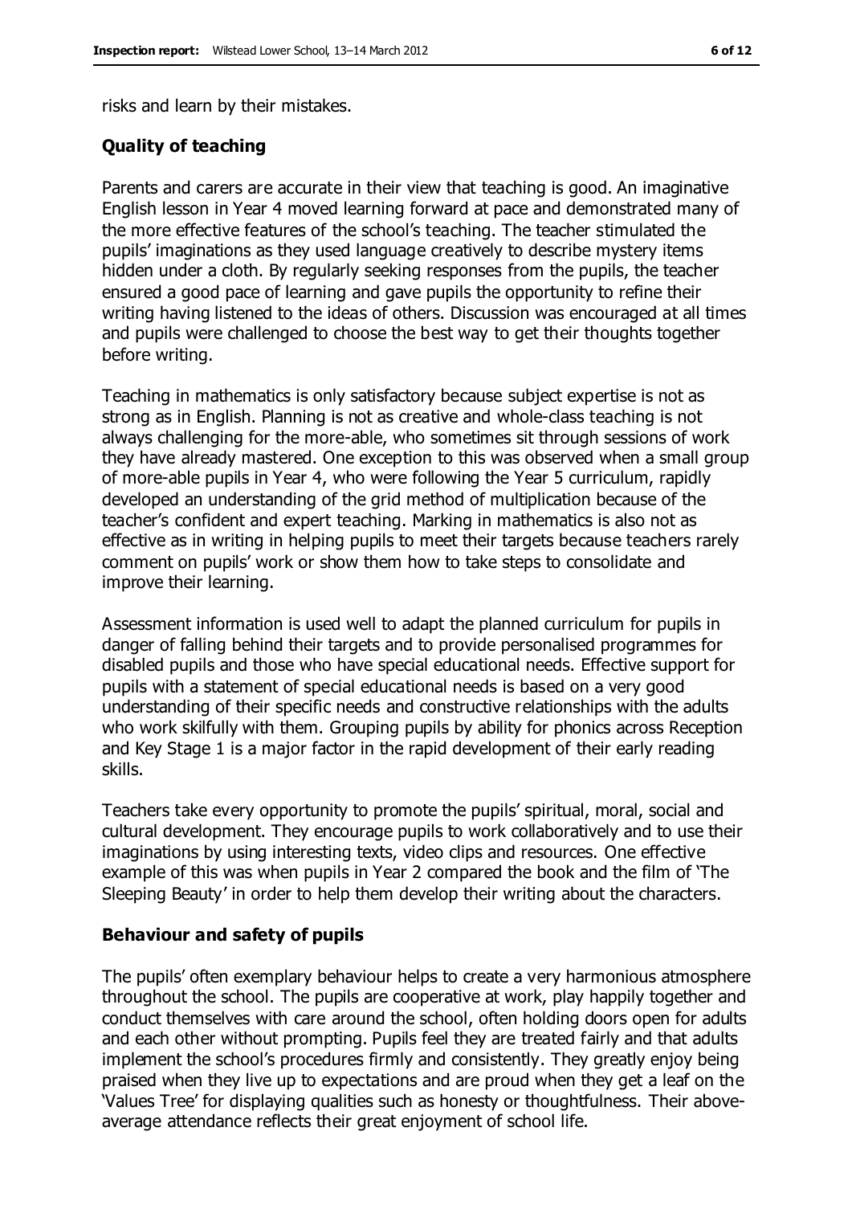risks and learn by their mistakes.

### Quality of teaching

Parents and carers are accurate in their view that teaching is good. An imaginative English lesson in Year 4 moved learning forward at pace and demonstrated many of the more effective features of the school's teaching. The teacher stimulated the pupils' imaginations as they used language creatively to describe mystery items hidden under a cloth. By regularly seeking responses from the pupils, the teacher ensured a good pace of learning and gave pupils the opportunity to refine their writing having listened to the ideas of others. Discussion was encouraged at all times and pupils were challenged to choose the best way to get their thoughts together before writing.

Teaching in mathematics is only satisfactory because subject expertise is not as strong as in English. Planning is not as creative and whole-class teaching is not always challenging for the more-able, who sometimes sit through sessions of work they have already mastered. One exception to this was observed when a small group of more-able pupils in Year 4, who were following the Year 5 curriculum, rapidly developed an understanding of the grid method of multiplication because of the teacher's confident and expert teaching. Marking in mathematics is also not as effective as in writing in helping pupils to meet their targets because teachers rarely comment on pupils' work or show them how to take steps to consolidate and improve their learning.

Assessment information is used well to adapt the planned curriculum for pupils in danger of falling behind their targets and to provide personalised programmes for disabled pupils and those who have special educational needs. Effective support for pupils with a statement of special educational needs is based on a very good understanding of their specific needs and constructive relationships with the adults who work skilfully with them. Grouping pupils by ability for phonics across Reception and Key Stage 1 is a major factor in the rapid development of their early reading skills.

Teachers take every opportunity to promote the pupils' spiritual, moral, social and cultural development. They encourage pupils to work collaboratively and to use their imaginations by using interesting texts, video clips and resources. One effective example of this was when pupils in Year 2 compared the book and the film of 'The Sleeping Beauty' in order to help them develop their writing about the characters.

### Behaviour and safety of pupils

The pupils' often exemplary behaviour helps to create a very harmonious atmosphere throughout the school. The pupils are cooperative at work, play happily together and conduct themselves with care around the school, often holding doors open for adults and each other without prompting. Pupils feel they are treated fairly and that adults implement the school's procedures firmly and consistently. They greatly enjoy being praised when they live up to expectations and are proud when they get a leaf on the 'Values Tree' for displaying qualities such as honesty or thoughtfulness. Their above-average attendance reflects their great enjoyment of school life.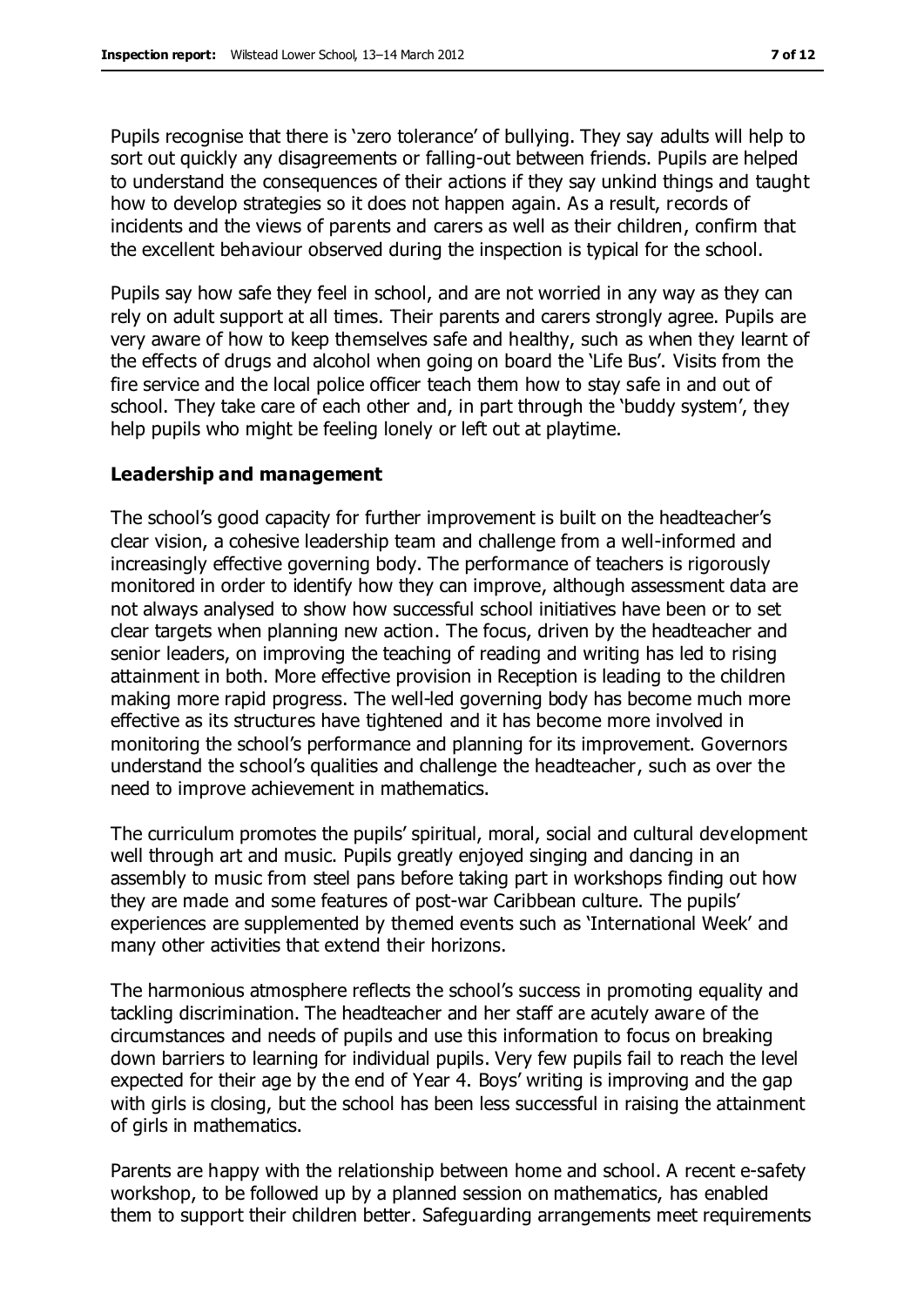Pupils recognise that there is 'zero tolerance' of bullying. They say adults will help to sort out quickly any disagreements or falling-out between friends. Pupils are helped to understand the consequences of their actions if they say unkind things and taught how to develop strategies so it does not happen again. As a result, records of incidents and the views of parents and carers as well as their children, confirm that the excellent behaviour observed during the inspection is typical for the school.

Pupils say how safe they feel in school, and are not worried in any way as they can rely on adult support at all times. Their parents and carers strongly agree. Pupils are very aware of how to keep themselves safe and healthy, such as when they learnt of the effects of drugs and alcohol when going on board the 'Life Bus'. Visits from the fire service and the local police officer teach them how to stay safe in and out of school. They take care of each other and, in part through the 'buddy system', they help pupils who might be feeling lonely or left out at playtime.

### Leadership and management

The school's good capacity for further improvement is built on the headteacher's clear vision, a cohesive leadership team and challenge from a well-informed and increasingly effective governing body. The performance of teachers is rigorously monitored in order to identify how they can improve, although assessment data are not always analysed to show how successful school initiatives have been or to set clear targets when planning new action. The focus, driven by the headteacher and senior leaders, on improving the teaching of reading and writing has led to rising attainment in both. More effective provision in Reception is leading to the children making more rapid progress. The well-led governing body has become much more effective as its structures have tightened and it has become more involved in monitoring the school's performance and planning for its improvement. Governors understand the school's qualities and challenge the headteacher, such as over the need to improve achievement in mathematics.

The curriculum promotes the pupils' spiritual, moral, social and cultural development well through art and music. Pupils greatly enjoyed singing and dancing in an assembly to music from steel pans before taking part in workshops finding out how they are made and some features of post-war Caribbean culture. The pupils' experiences are supplemented by themed events such as 'International Week' and many other activities that extend their horizons.

The harmonious atmosphere reflects the school's success in promoting equality and tackling discrimination. The headteacher and her staff are acutely aware of the circumstances and needs of pupils and use this information to focus on breaking down barriers to learning for individual pupils. Very few pupils fail to reach the level expected for their age by the end of Year 4. Boys' writing is improving and the gap with girls is closing, but the school has been less successful in raising the attainment of girls in mathematics.

Parents are happy with the relationship between home and school. A recent e-safety workshop, to be followed up by a planned session on mathematics, has enabled them to support their children better. Safeguarding arrangements meet requirements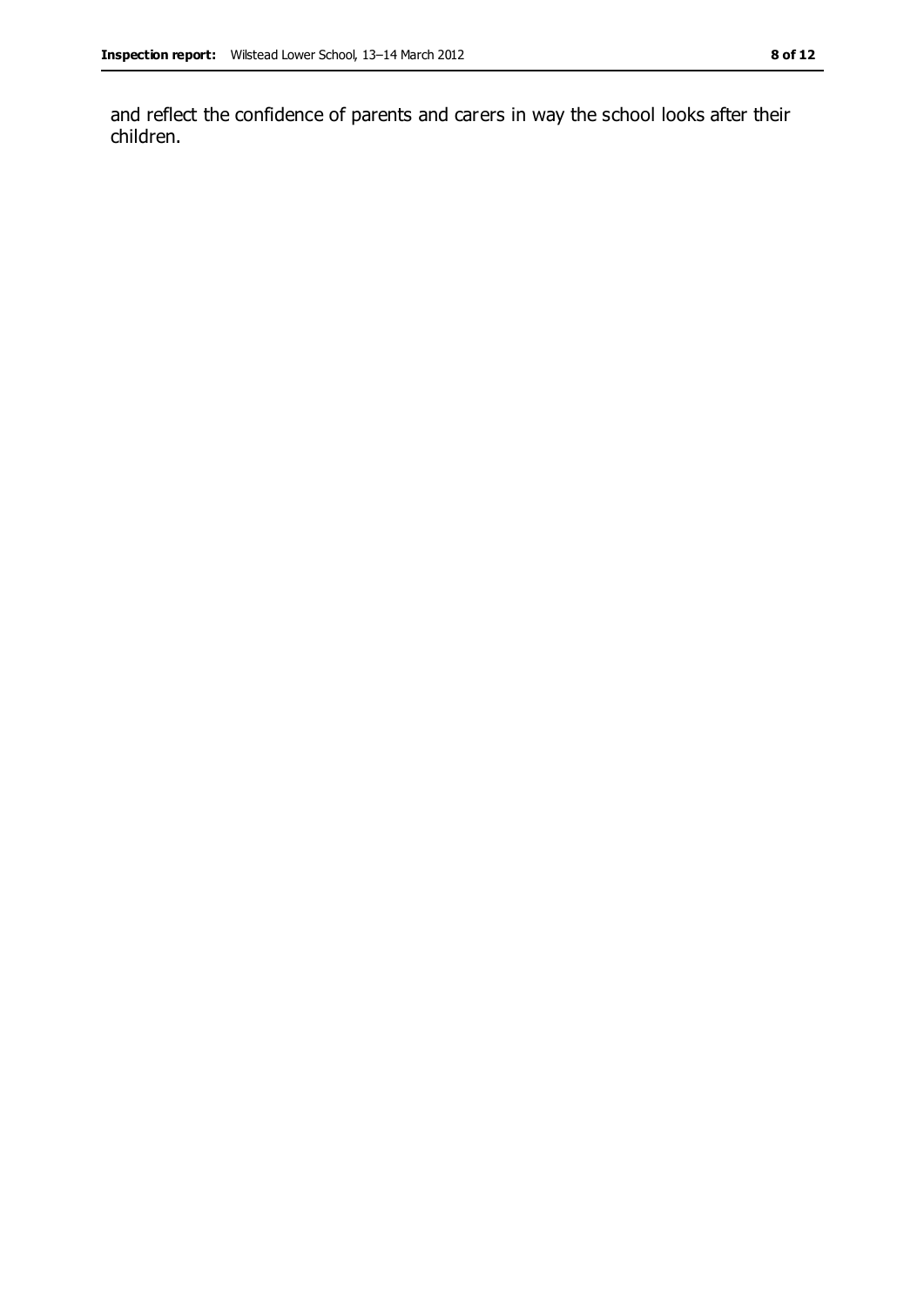and reflect the confidence of parents and carers in way the school looks after their children.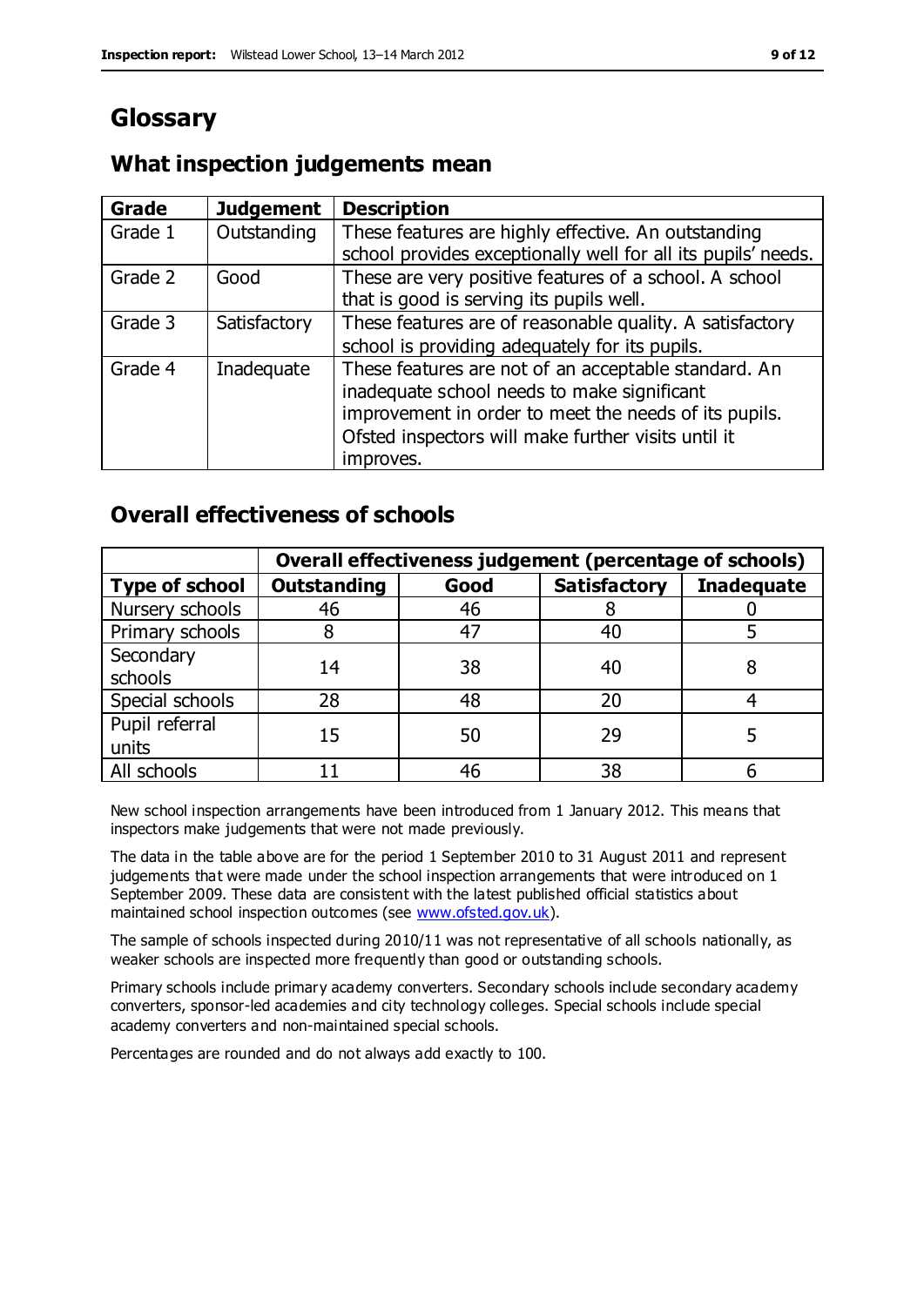# Glossary

## What inspection judgements mean

| Grade | Judgement | Description |
|---|---|---|
| Grade 1 | Outstanding | These features are highly effective. An outstanding school provides exceptionally well for all its pupils' needs. |
| Grade 2 | Good | These are very positive features of a school. A school that is good is serving its pupils well. |
| Grade 3 | Satisfactory | These features are of reasonable quality. A satisfactory school is providing adequately for its pupils. |
| Grade 4 | Inadequate | These features are not of an acceptable standard. An inadequate school needs to make significant improvement in order to meet the needs of its pupils. Ofsted inspectors will make further visits until it improves. |

## Overall effectiveness of schools

| | **Overall effectiveness judgement (percentage of schools)** | | | |
|---|---|---|---|---|
| **Type of school** | **Outstanding** | **Good** | **Satisfactory** | **Inadequate** |
| Nursery schools | 46 | 46 | 8 | 0 |
| Primary schools | 8 | 47 | 40 | 5 |
| Secondary schools | 14 | 38 | 40 | 8 |
| Special schools | 28 | 48 | 20 | 4 |
| Pupil referral units | 15 | 50 | 29 | 5 |
| All schools | 11 | 46 | 38 | 6 |

New school inspection arrangements have been introduced from 1 January 2012. This means that inspectors make judgements that were not made previously.

The data in the table above are for the period 1 September 2010 to 31 August 2011 and represent judgements that were made under the school inspection arrangements that were introduced on 1 September 2009. These data are consistent with the latest published official statistics about maintained school inspection outcomes (see www.ofsted.gov.uk).

The sample of schools inspected during 2010/11 was not representative of all schools nationally, as weaker schools are inspected more frequently than good or outstanding schools.

Primary schools include primary academy converters. Secondary schools include secondary academy converters, sponsor-led academies and city technology colleges. Special schools include special academy converters and non-maintained special schools.

Percentages are rounded and do not always add exactly to 100.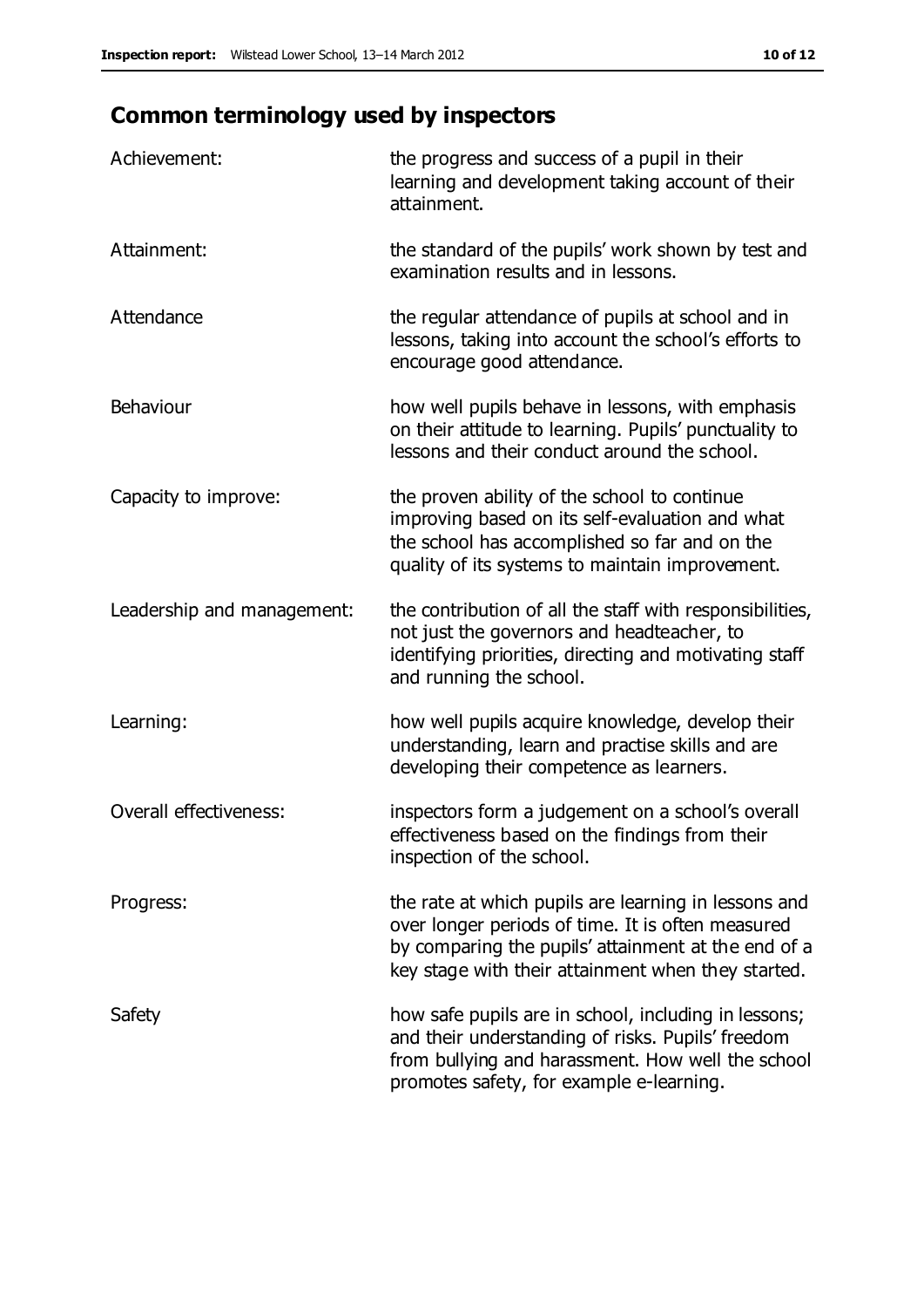## Common terminology used by inspectors

| | |
|---|---|
| Achievement: | the progress and success of a pupil in their learning and development taking account of their attainment. |
| Attainment: | the standard of the pupils' work shown by test and examination results and in lessons. |
| Attendance | the regular attendance of pupils at school and in lessons, taking into account the school's efforts to encourage good attendance. |
| Behaviour | how well pupils behave in lessons, with emphasis on their attitude to learning. Pupils' punctuality to lessons and their conduct around the school. |
| Capacity to improve: | the proven ability of the school to continue improving based on its self-evaluation and what the school has accomplished so far and on the quality of its systems to maintain improvement. |
| Leadership and management: | the contribution of all the staff with responsibilities, not just the governors and headteacher, to identifying priorities, directing and motivating staff and running the school. |
| Learning: | how well pupils acquire knowledge, develop their understanding, learn and practise skills and are developing their competence as learners. |
| Overall effectiveness: | inspectors form a judgement on a school's overall effectiveness based on the findings from their inspection of the school. |
| Progress: | the rate at which pupils are learning in lessons and over longer periods of time. It is often measured by comparing the pupils' attainment at the end of a key stage with their attainment when they started. |
| Safety | how safe pupils are in school, including in lessons; and their understanding of risks. Pupils' freedom from bullying and harassment. How well the school promotes safety, for example e-learning. |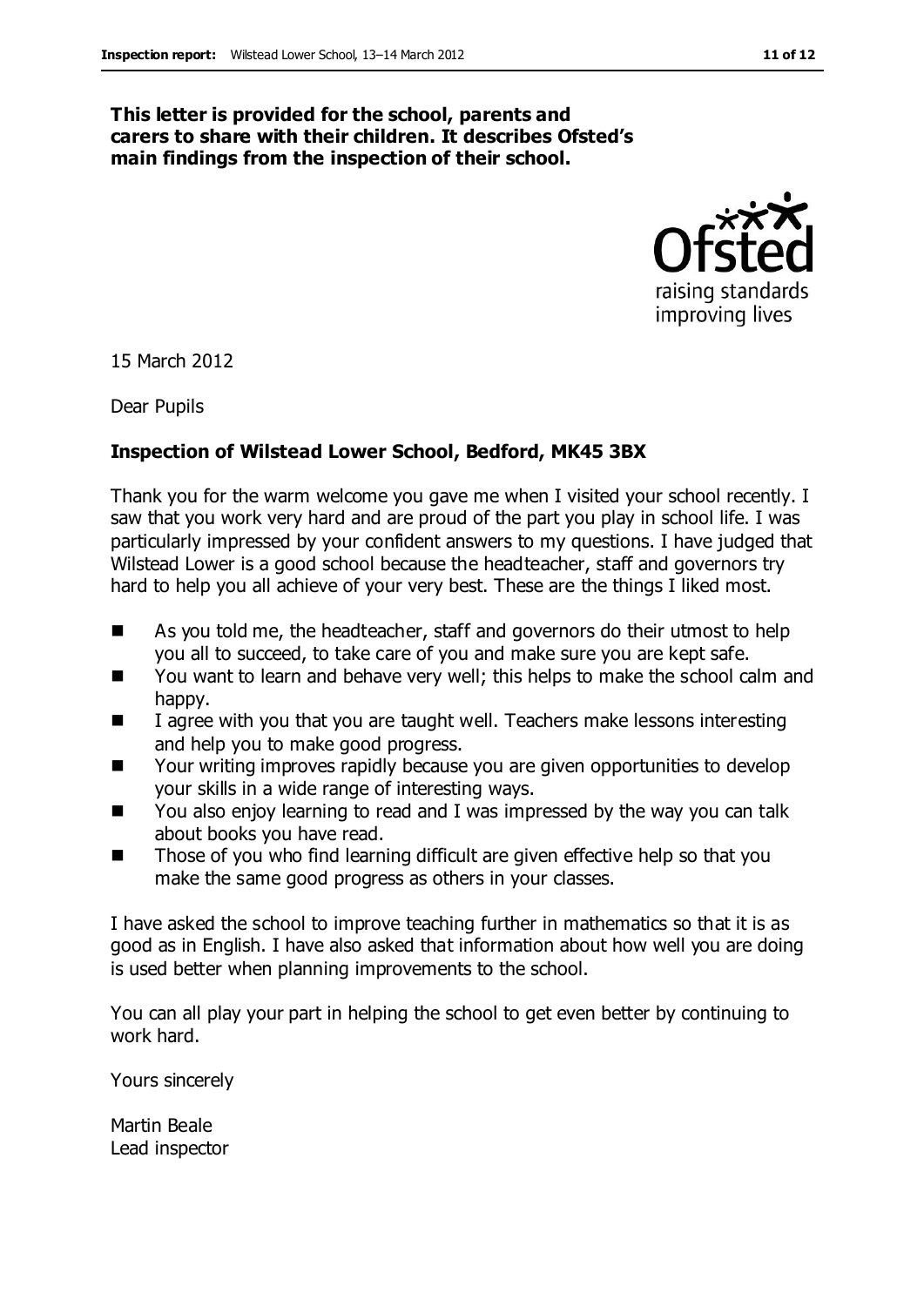**This letter is provided for the school, parents and carers to share with their children. It describes Ofsted's main findings from the inspection of their school.**

15 March 2012

Dear Pupils

**Inspection of Wilstead Lower School, Bedford, MK45 3BX**

Thank you for the warm welcome you gave me when I visited your school recently. I saw that you work very hard and are proud of the part you play in school life. I was particularly impressed by your confident answers to my questions. I have judged that Wilstead Lower is a good school because the headteacher, staff and governors try hard to help you all achieve of your very best. These are the things I liked most.

- As you told me, the headteacher, staff and governors do their utmost to help you all to succeed, to take care of you and make sure you are kept safe.
- You want to learn and behave very well; this helps to make the school calm and happy.
- I agree with you that you are taught well. Teachers make lessons interesting and help you to make good progress.
- Your writing improves rapidly because you are given opportunities to develop your skills in a wide range of interesting ways.
- You also enjoy learning to read and I was impressed by the way you can talk about books you have read.
- Those of you who find learning difficult are given effective help so that you make the same good progress as others in your classes.

I have asked the school to improve teaching further in mathematics so that it is as good as in English. I have also asked that information about how well you are doing is used better when planning improvements to the school.

You can all play your part in helping the school to get even better by continuing to work hard.

Yours sincerely

Martin Beale
Lead inspector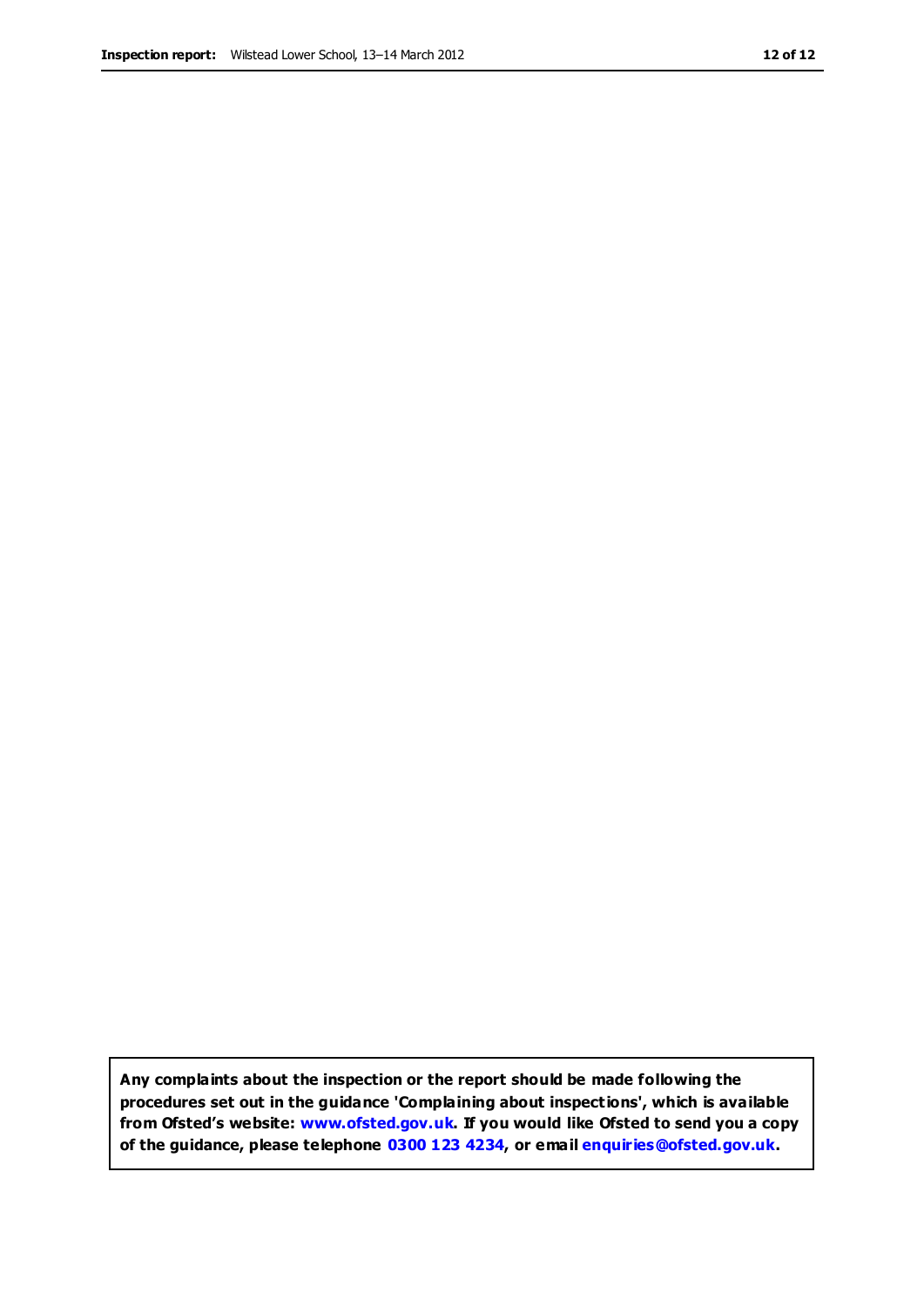**Any complaints about the inspection or the report should be made following the procedures set out in the guidance 'Complaining about inspections', which is available from Ofsted's website: www.ofsted.gov.uk. If you would like Ofsted to send you a copy of the guidance, please telephone 0300 123 4234, or email enquiries@ofsted.gov.uk.**